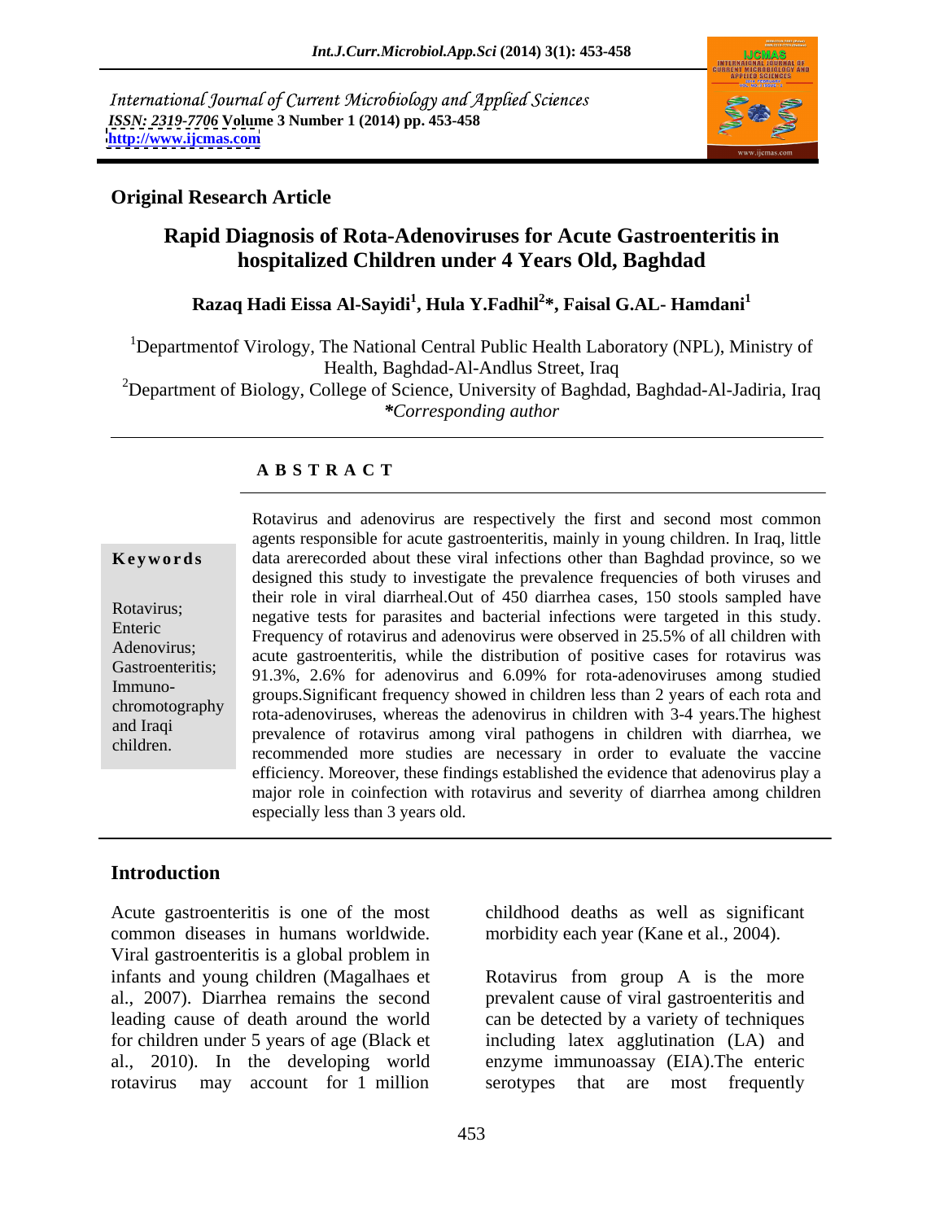International Journal of Current Microbiology and Applied Sciences
*ISSN: 2319-7706* **Volume 3 Number 1 (2014) pp. 453-458**
**http://www.ijcmas.com**

**Original Research Article**

# Rapid Diagnosis of Rota-Adenoviruses for Acute Gastroenteritis in hospitalized Children under 4 Years Old, Baghdad

**Razaq Hadi Eissa Al-Sayidi[1], Hula Y.Fadhil[2]\*, Faisal G.AL- Hamdani[1]**

[1]Departmentof Virology, The National Central Public Health Laboratory (NPL), Ministry of Health, Baghdad-Al-Andlus Street, Iraq
[2]Department of Biology, College of Science, University of Baghdad, Baghdad-Al-Jadiria, Iraq
*\*Corresponding author*

## A B S T R A C T

**Keywords**

Rotavirus; Enteric Adenovirus; Gastroenteritis; Immuno-chromotography and Iraqi children.

Rotavirus and adenovirus are respectively the first and second most common agents responsible for acute gastroenteritis, mainly in young children. In Iraq, little data arerecorded about these viral infections other than Baghdad province, so we designed this study to investigate the prevalence frequencies of both viruses and their role in viral diarrheal.Out of 450 diarrhea cases, 150 stools sampled have negative tests for parasites and bacterial infections were targeted in this study. Frequency of rotavirus and adenovirus were observed in 25.5% of all children with acute gastroenteritis, while the distribution of positive cases for rotavirus was 91.3%, 2.6% for adenovirus and 6.09% for rota-adenoviruses among studied groups.Significant frequency showed in children less than 2 years of each rota and rota-adenoviruses, whereas the adenovirus in children with 3-4 years.The highest prevalence of rotavirus among viral pathogens in children with diarrhea, we recommended more studies are necessary in order to evaluate the vaccine efficiency. Moreover, these findings established the evidence that adenovirus play a major role in coinfection with rotavirus and severity of diarrhea among children especially less than 3 years old.

## Introduction

Acute gastroenteritis is one of the most common diseases in humans worldwide. Viral gastroenteritis is a global problem in infants and young children (Magalhaes et al., 2007). Diarrhea remains the second leading cause of death around the world for children under 5 years of age (Black et al., 2010). In the developing world rotavirus may account for 1 million childhood deaths as well as significant morbidity each year (Kane et al., 2004).

Rotavirus from group A is the more prevalent cause of viral gastroenteritis and can be detected by a variety of techniques including latex agglutination (LA) and enzyme immunoassay (EIA).The enteric serotypes that are most frequently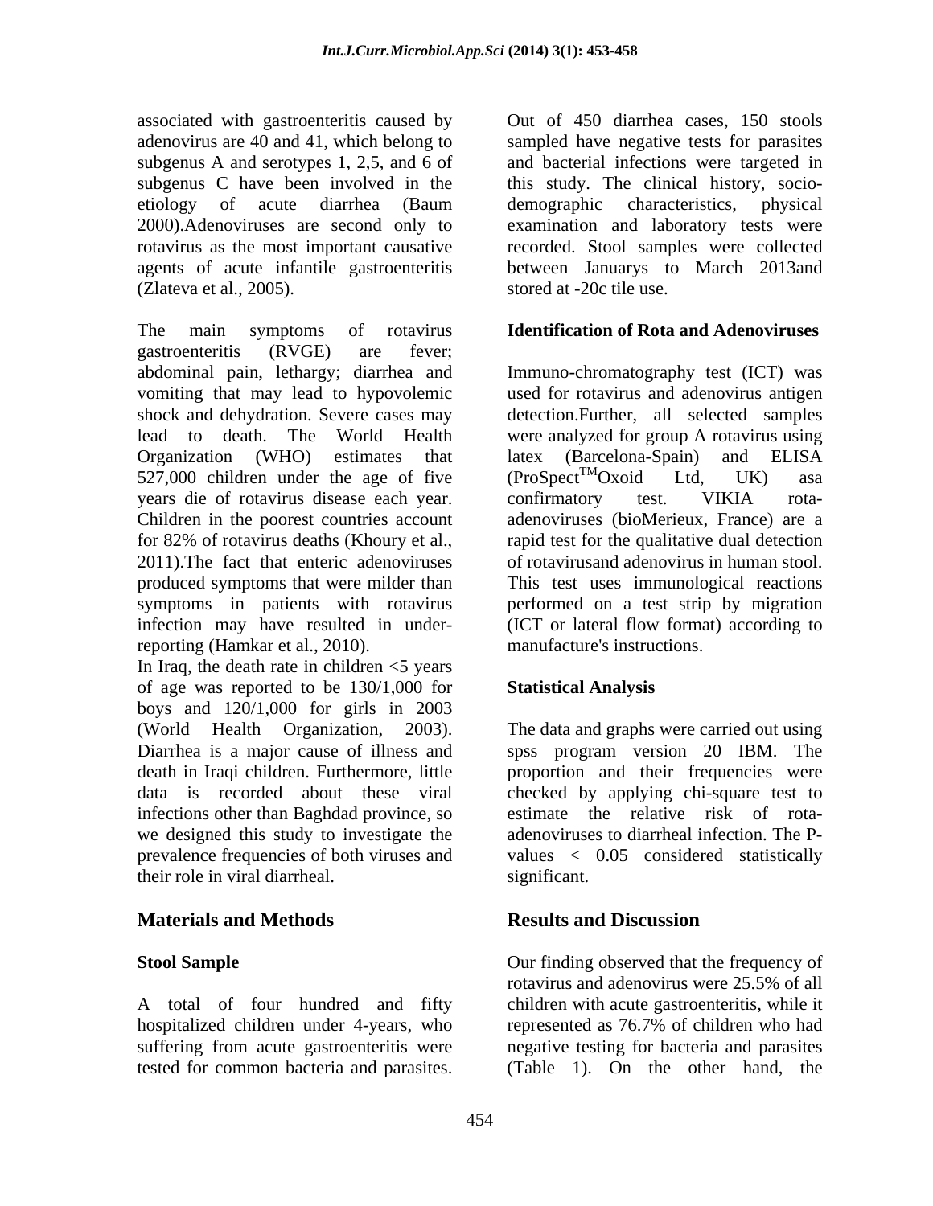associated with gastroenteritis caused by adenovirus are 40 and 41, which belong to subgenus A and serotypes 1, 2,5, and 6 of subgenus C have been involved in the etiology of acute diarrhea (Baum 2000).Adenoviruses are second only to rotavirus as the most important causative agents of acute infantile gastroenteritis (Zlateva et al., 2005).

The main symptoms of rotavirus gastroenteritis (RVGE) are fever; abdominal pain, lethargy; diarrhea and vomiting that may lead to hypovolemic shock and dehydration. Severe cases may lead to death. The World Health Organization (WHO) estimates that 527,000 children under the age of five years die of rotavirus disease each year. Children in the poorest countries account for 82% of rotavirus deaths (Khoury et al., 2011).The fact that enteric adenoviruses produced symptoms that were milder than symptoms in patients with rotavirus infection may have resulted in under-reporting (Hamkar et al., 2010).
In Iraq, the death rate in children <5 years of age was reported to be 130/1,000 for boys and 120/1,000 for girls in 2003 (World Health Organization, 2003). Diarrhea is a major cause of illness and death in Iraqi children. Furthermore, little data is recorded about these viral infections other than Baghdad province, so we designed this study to investigate the prevalence frequencies of both viruses and their role in viral diarrheal.

## Materials and Methods

### Stool Sample

A total of four hundred and fifty hospitalized children under 4-years, who suffering from acute gastroenteritis were tested for common bacteria and parasites. Out of 450 diarrhea cases, 150 stools sampled have negative tests for parasites and bacterial infections were targeted in this study. The clinical history, socio-demographic characteristics, physical examination and laboratory tests were recorded. Stool samples were collected between Januarys to March 2013and stored at -20c tile use.

### Identification of Rota and Adenoviruses

Immuno-chromatography test (ICT) was used for rotavirus and adenovirus antigen detection.Further, all selected samples were analyzed for group A rotavirus using latex (Barcelona-Spain) and ELISA (ProSpect™Oxoid Ltd, UK) asa confirmatory test. VIKIA rota-adenoviruses (bioMerieux, France) are a rapid test for the qualitative dual detection of rotavirusand adenovirus in human stool. This test uses immunological reactions performed on a test strip by migration (ICT or lateral flow format) according to manufacture's instructions.

### Statistical Analysis

The data and graphs were carried out using spss program version 20 IBM. The proportion and their frequencies were checked by applying chi-square test to estimate the relative risk of rota-adenoviruses to diarrheal infection. The P-values < 0.05 considered statistically significant.

## Results and Discussion

Our finding observed that the frequency of rotavirus and adenovirus were 25.5% of all children with acute gastroenteritis, while it represented as 76.7% of children who had negative testing for bacteria and parasites (Table 1). On the other hand, the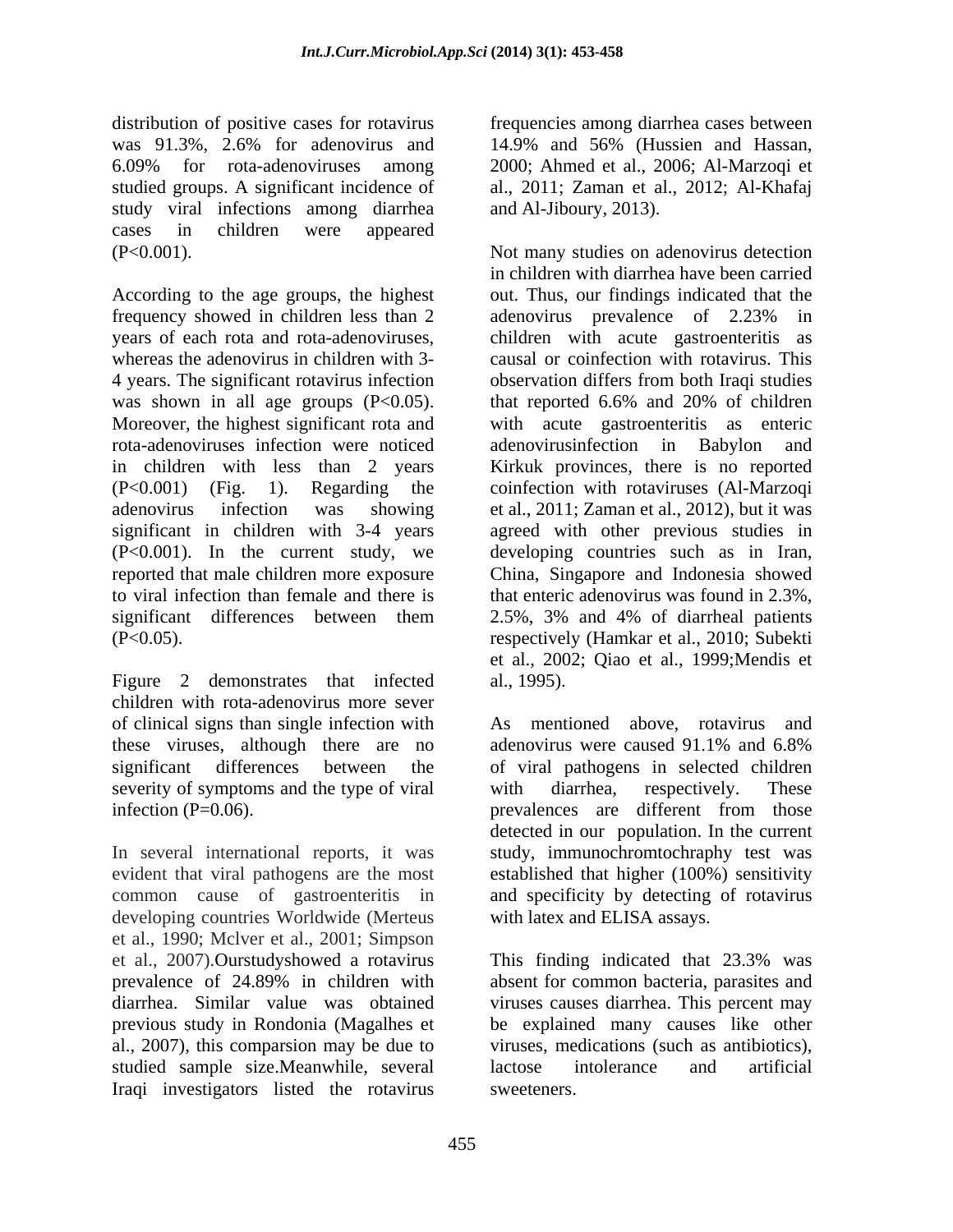distribution of positive cases for rotavirus was 91.3%, 2.6% for adenovirus and 6.09% for rota-adenoviruses among studied groups. A significant incidence of study viral infections among diarrhea cases in children were appeared ($P<0.001$).

According to the age groups, the highest frequency showed in children less than 2 years of each rota and rota-adenoviruses, whereas the adenovirus in children with 3-4 years. The significant rotavirus infection was shown in all age groups ($P<0.05$). Moreover, the highest significant rota and rota-adenoviruses infection were noticed in children with less than 2 years ($P<0.001$) (Fig. 1). Regarding the adenovirus infection was showing significant in children with 3-4 years ($P<0.001$). In the current study, we reported that male children more exposure to viral infection than female and there is significant differences between them ($P<0.05$).

Figure 2 demonstrates that infected children with rota-adenovirus more sever of clinical signs than single infection with these viruses, although there are no significant differences between the severity of symptoms and the type of viral infection ($P=0.06$).

In several international reports, it was evident that viral pathogens are the most common cause of gastroenteritis in developing countries Worldwide (Merteus et al., 1990; Mclver et al., 2001; Simpson et al., 2007).Ourstudyshowed a rotavirus prevalence of 24.89% in children with diarrhea. Similar value was obtained previous study in Rondonia (Magalhes et al., 2007), this comparsion may be due to studied sample size.Meanwhile, several Iraqi investigators listed the rotavirus frequencies among diarrhea cases between 14.9% and 56% (Hussien and Hassan, 2000; Ahmed et al., 2006; Al-Marzoqi et al., 2011; Zaman et al., 2012; Al-Khafaj and Al-Jiboury, 2013).

Not many studies on adenovirus detection in children with diarrhea have been carried out. Thus, our findings indicated that the adenovirus prevalence of 2.23% in children with acute gastroenteritis as causal or coinfection with rotavirus. This observation differs from both Iraqi studies that reported 6.6% and 20% of children with acute gastroenteritis as enteric adenovirusinfection in Babylon and Kirkuk provinces, there is no reported coinfection with rotaviruses (Al-Marzoqi et al., 2011; Zaman et al., 2012), but it was agreed with other previous studies in developing countries such as in Iran, China, Singapore and Indonesia showed that enteric adenovirus was found in 2.3%, 2.5%, 3% and 4% of diarrheal patients respectively (Hamkar et al., 2010; Subekti et al., 2002; Qiao et al., 1999;Mendis et al., 1995).

As mentioned above, rotavirus and adenovirus were caused 91.1% and 6.8% of viral pathogens in selected children with diarrhea, respectively. These prevalences are different from those detected in our population. In the current study, immunochromtochraphy test was established that higher (100%) sensitivity and specificity by detecting of rotavirus with latex and ELISA assays.

This finding indicated that 23.3% was absent for common bacteria, parasites and viruses causes diarrhea. This percent may be explained many causes like other viruses, medications (such as antibiotics), lactose intolerance and artificial sweeteners.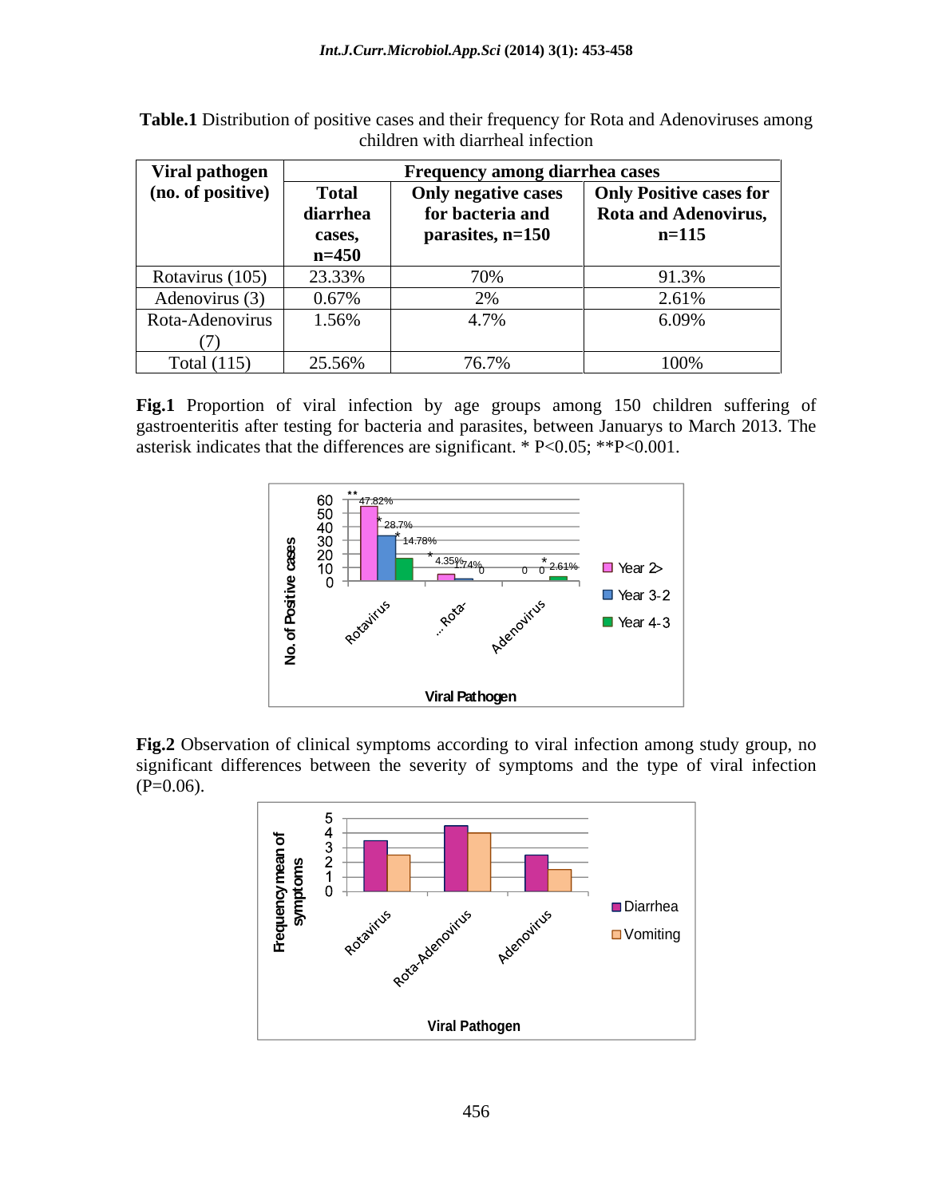**Table.1** Distribution of positive cases and their frequency for Rota and Adenoviruses among children with diarrheal infection

| Viral pathogen (no. of positive) | Frequency among diarrhea cases | | |
|---|---|---|---|
| | Total diarrhea cases, n=450 | Only negative cases for bacteria and parasites, n=150 | Only Positive cases for Rota and Adenovirus, n=115 |
| Rotavirus (105) | 23.33% | 70% | 91.3% |
| Adenovirus (3) | 0.67% | 2% | 2.61% |
| Rota-Adenovirus (7) | 1.56% | 4.7% | 6.09% |
| Total (115) | 25.56% | 76.7% | 100% |

**Fig.1** Proportion of viral infection by age groups among 150 children suffering of gastroenteritis after testing for bacteria and parasites, between Januarys to March 2013. The asterisk indicates that the differences are significant. * P<0.05; **P<0.001.

**Fig.2** Observation of clinical symptoms according to viral infection among study group, no significant differences between the severity of symptoms and the type of viral infection (P=0.06).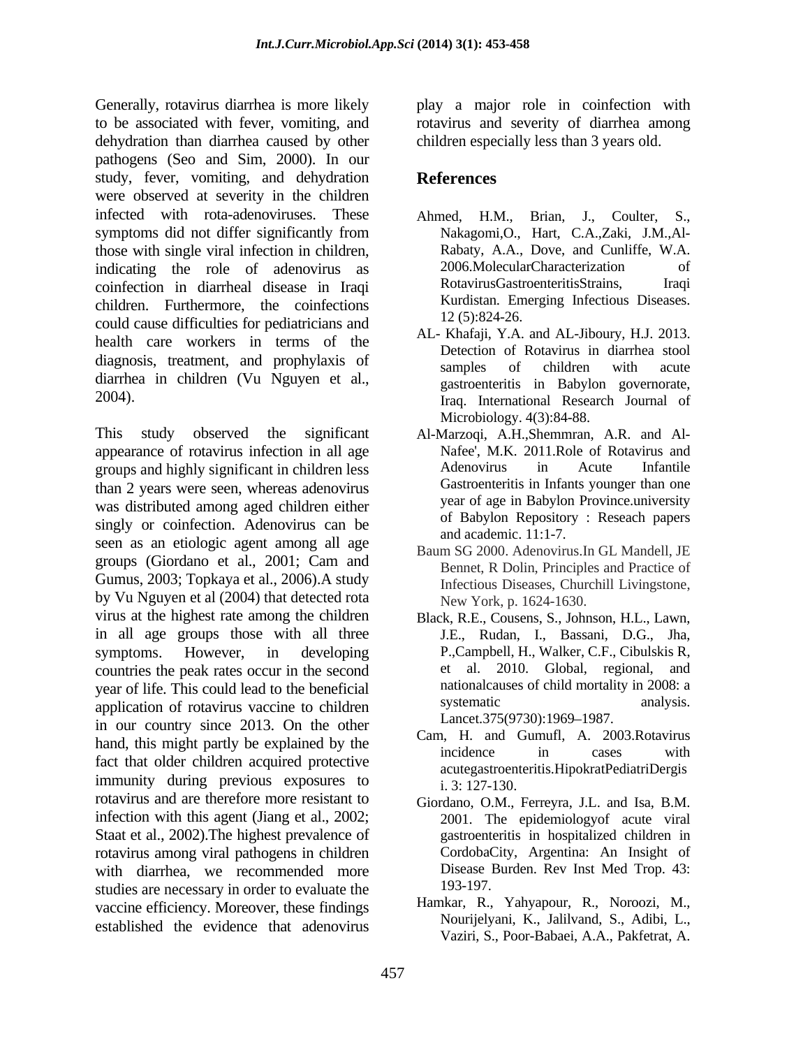Generally, rotavirus diarrhea is more likely to be associated with fever, vomiting, and dehydration than diarrhea caused by other pathogens (Seo and Sim, 2000). In our study, fever, vomiting, and dehydration were observed at severity in the children infected with rota-adenoviruses. These symptoms did not differ significantly from those with single viral infection in children, indicating the role of adenovirus as coinfection in diarrheal disease in Iraqi children. Furthermore, the coinfections could cause difficulties for pediatricians and health care workers in terms of the diagnosis, treatment, and prophylaxis of diarrhea in children (Vu Nguyen et al., 2004).

This study observed the significant appearance of rotavirus infection in all age groups and highly significant in children less than 2 years were seen, whereas adenovirus was distributed among aged children either singly or coinfection. Adenovirus can be seen as an etiologic agent among all age groups (Giordano et al., 2001; Cam and Gumus, 2003; Topkaya et al., 2006).A study by Vu Nguyen et al (2004) that detected rota virus at the highest rate among the children in all age groups those with all three symptoms. However, in developing countries the peak rates occur in the second year of life. This could lead to the beneficial application of rotavirus vaccine to children in our country since 2013. On the other hand, this might partly be explained by the fact that older children acquired protective immunity during previous exposures to rotavirus and are therefore more resistant to infection with this agent (Jiang et al., 2002; Staat et al., 2002).The highest prevalence of rotavirus among viral pathogens in children with diarrhea, we recommended more studies are necessary in order to evaluate the vaccine efficiency. Moreover, these findings established the evidence that adenovirus play a major role in coinfection with rotavirus and severity of diarrhea among children especially less than 3 years old.

## References

Ahmed, H.M., Brian, J., Coulter, S., Nakagomi,O., Hart, C.A.,Zaki, J.M.,Al-Rabaty, A.A., Dove, and Cunliffe, W.A. 2006.MolecularCharacterization of RotavirusGastroenteritisStrains, Iraqi Kurdistan. Emerging Infectious Diseases. 12 (5):824-26.

AL- Khafaji, Y.A. and AL-Jiboury, H.J. 2013. Detection of Rotavirus in diarrhea stool samples of children with acute gastroenteritis in Babylon governorate, Iraq. International Research Journal of Microbiology. 4(3):84-88.

Al-Marzoqi, A.H.,Shemmran, A.R. and Al-Nafee', M.K. 2011.Role of Rotavirus and Adenovirus in Acute Infantile Gastroenteritis in Infants younger than one year of age in Babylon Province.university of Babylon Repository : Reseach papers and academic. 11:1-7.

Baum SG 2000. Adenovirus.In GL Mandell, JE Bennet, R Dolin, Principles and Practice of Infectious Diseases, Churchill Livingstone, New York, p. 1624-1630.

Black, R.E., Cousens, S., Johnson, H.L., Lawn, J.E., Rudan, I., Bassani, D.G., Jha, P.,Campbell, H., Walker, C.F., Cibulskis R, et al. 2010. Global, regional, and nationalcauses of child mortality in 2008: a systematic analysis. Lancet.375(9730):1969–1987.

Cam, H. and Gumufl, A. 2003.Rotavirus incidence in cases with acutegastroenteritis.HipokratPediatriDergisi. 3: 127-130.

Giordano, O.M., Ferreyra, J.L. and Isa, B.M. 2001. The epidemiologyof acute viral gastroenteritis in hospitalized children in CordobaCity, Argentina: An Insight of Disease Burden. Rev Inst Med Trop. 43: 193-197.

Hamkar, R., Yahyapour, R., Noroozi, M., Nourijelyani, K., Jalilvand, S., Adibi, L., Vaziri, S., Poor-Babaei, A.A., Pakfetrat, A.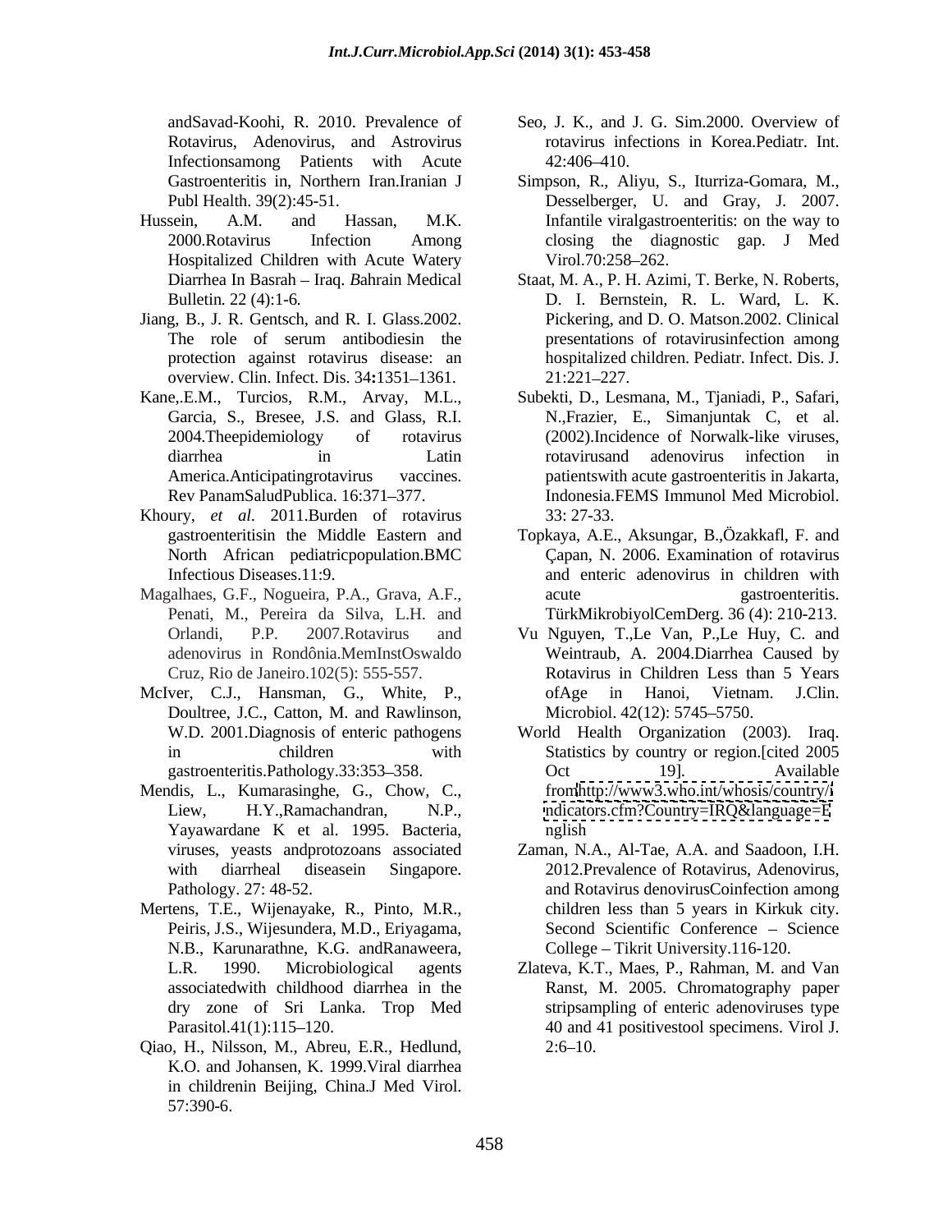andSavad-Koohi, R. 2010. Prevalence of Rotavirus, Adenovirus, and Astrovirus Infectionsamong Patients with Acute Gastroenteritis in, Northern Iran.Iranian J Publ Health. 39(2):45-51.

Hussein, A.M. and Hassan, M.K. 2000.Rotavirus Infection Among Hospitalized Children with Acute Watery Diarrhea In Basrah – Iraq. *B*ahrain Medical Bulletin*.* 22 (4):1-6*.*

Jiang, B., J. R. Gentsch, and R. I. Glass.2002. The role of serum antibodiesin the protection against rotavirus disease: an overview. Clin. Infect. Dis. 34**:**1351–1361.

Kane,.E.M., Turcios, R.M., Arvay, M.L., Garcia, S., Bresee, J.S. and Glass, R.I. 2004.Theepidemiology of rotavirus diarrhea in Latin America.Anticipatingrotavirus vaccines. Rev PanamSaludPublica. 16:371–377.

Khoury, *et al*. 2011.Burden of rotavirus gastroenteritisin the Middle Eastern and North African pediatricpopulation.BMC Infectious Diseases.11:9.

Magalhaes, G.F., Nogueira, P.A., Grava, A.F., Penati, M., Pereira da Silva, L.H. and Orlandi, P.P. 2007.Rotavirus and adenovirus in Rondônia.MemInstOswaldo Cruz, Rio de Janeiro.102(5): 555-557.

McIver, C.J., Hansman, G., White, P., Doultree, J.C., Catton, M. and Rawlinson, W.D. 2001.Diagnosis of enteric pathogens in children with gastroenteritis.Pathology.33:353–358.

Mendis, L., Kumarasinghe, G., Chow, C., Liew, H.Y.,Ramachandran, N.P., Yayawardane K et al. 1995. Bacteria, viruses, yeasts andprotozoans associated with diarrheal diseasein Singapore. Pathology. 27: 48-52.

Mertens, T.E., Wijenayake, R., Pinto, M.R., Peiris, J.S., Wijesundera, M.D., Eriyagama, N.B., Karunarathne, K.G. andRanaweera, L.R. 1990. Microbiological agents associatedwith childhood diarrhea in the dry zone of Sri Lanka. Trop Med Parasitol.41(1):115–120.

Qiao, H., Nilsson, M., Abreu, E.R., Hedlund, K.O. and Johansen, K. 1999.Viral diarrhea in childrenin Beijing, China.J Med Virol. 57:390-6.

Seo, J. K., and J. G. Sim.2000. Overview of rotavirus infections in Korea.Pediatr. Int. 42:406–410.

Simpson, R., Aliyu, S., Iturriza-Gomara, M., Desselberger, U. and Gray, J. 2007. Infantile viralgastroenteritis: on the way to closing the diagnostic gap. J Med Virol.70:258–262.

Staat, M. A., P. H. Azimi, T. Berke, N. Roberts, D. I. Bernstein, R. L. Ward, L. K. Pickering, and D. O. Matson.2002. Clinical presentations of rotavirusinfection among hospitalized children. Pediatr. Infect. Dis. J. 21:221–227.

Subekti, D., Lesmana, M., Tjaniadi, P., Safari, N.,Frazier, E., Simanjuntak C, et al. (2002).Incidence of Norwalk-like viruses, rotavirusand adenovirus infection in patientswith acute gastroenteritis in Jakarta, Indonesia.FEMS Immunol Med Microbiol. 33: 27-33.

Topkaya, A.E., Aksungar, B.,Özakkafl, F. and Çapan, N. 2006. Examination of rotavirus and enteric adenovirus in children with acute gastroenteritis. TürkMikrobiyolCemDerg. 36 (4): 210-213.

Vu Nguyen, T.,Le Van, P.,Le Huy, C. and Weintraub, A. 2004.Diarrhea Caused by Rotavirus in Children Less than 5 Years ofAge in Hanoi, Vietnam. J.Clin. Microbiol. 42(12): 5745–5750.

World Health Organization (2003). Iraq. Statistics by country or region.[cited 2005 Oct 19]. Available fromhttp://www3.who.int/whosis/country/indicators.cfm?Country=IRQ&language=English

Zaman, N.A., Al-Tae, A.A. and Saadoon, I.H. 2012.Prevalence of Rotavirus, Adenovirus, and Rotavirus denovirusCoinfection among children less than 5 years in Kirkuk city. Second Scientific Conference – Science College – Tikrit University.116-120.

Zlateva, K.T., Maes, P., Rahman, M. and Van Ranst, M. 2005. Chromatography paper stripsampling of enteric adenoviruses type 40 and 41 positivestool specimens. Virol J. 2:6–10.